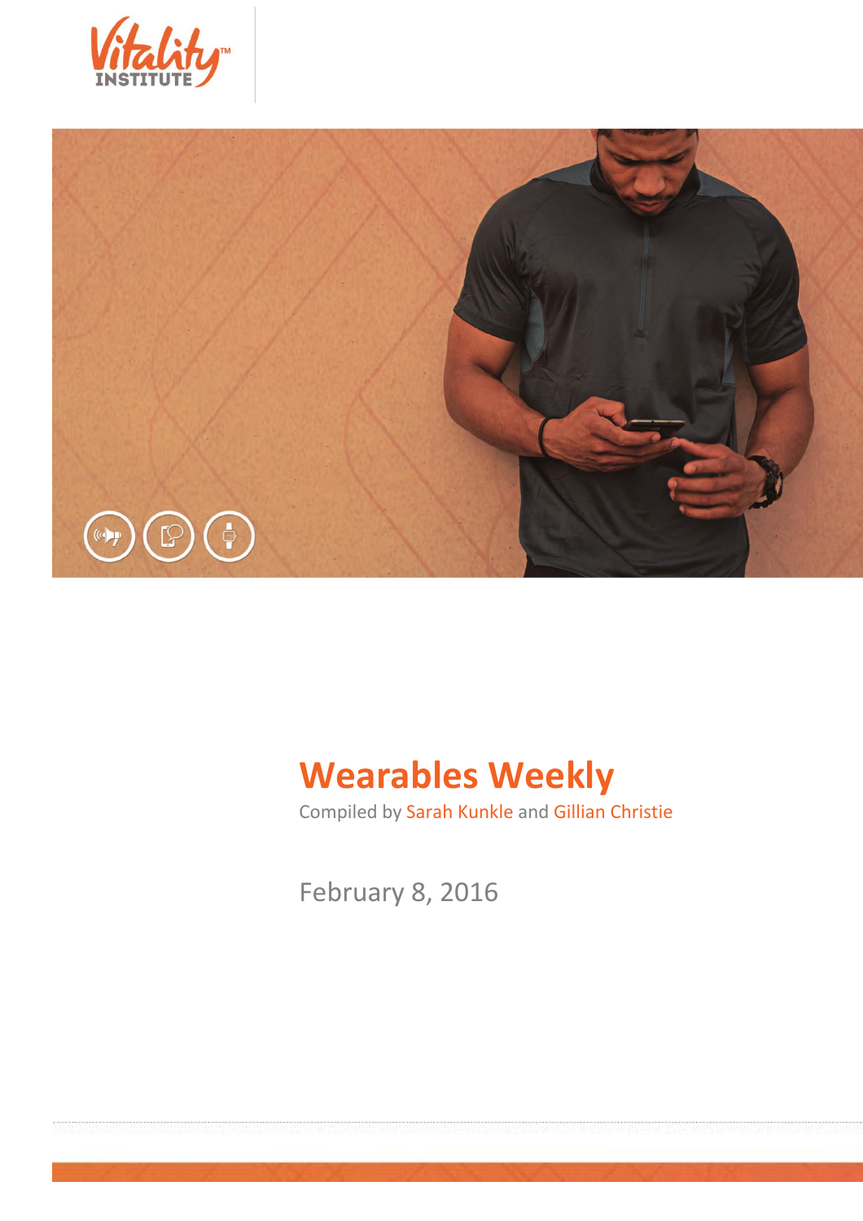Vitality™ INSTITUTE

# Wearables Weekly

Compiled by Sarah Kunkle and Gillian Christie

February 8, 2016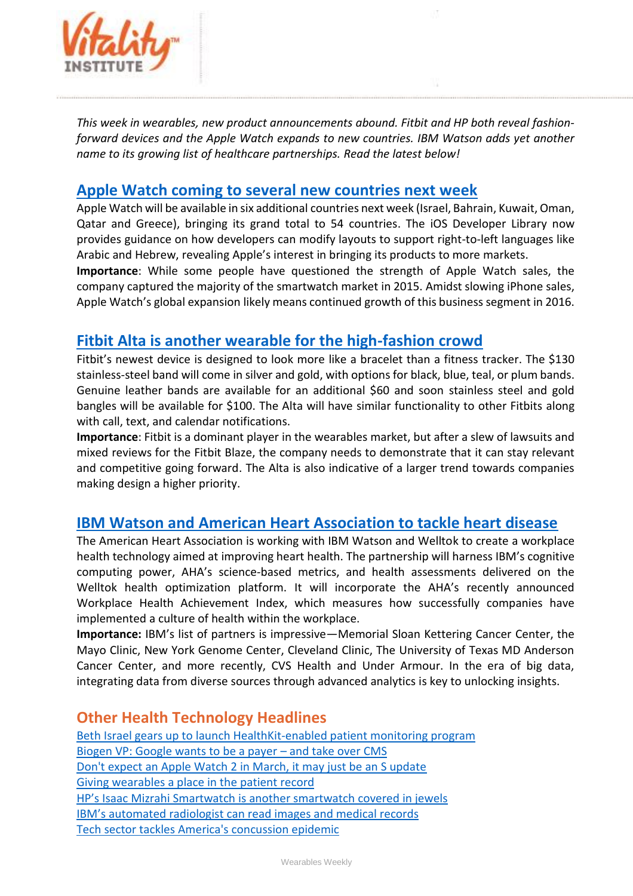*This week in wearables, new product announcements abound. Fitbit and HP both reveal fashion-forward devices and the Apple Watch expands to new countries. IBM Watson adds yet another name to its growing list of healthcare partnerships. Read the latest below!*

## Apple Watch coming to several new countries next week

Apple Watch will be available in six additional countries next week (Israel, Bahrain, Kuwait, Oman, Qatar and Greece), bringing its grand total to 54 countries. The iOS Developer Library now provides guidance on how developers can modify layouts to support right-to-left languages like Arabic and Hebrew, revealing Apple's interest in bringing its products to more markets.

**Importance**: While some people have questioned the strength of Apple Watch sales, the company captured the majority of the smartwatch market in 2015. Amidst slowing iPhone sales, Apple Watch's global expansion likely means continued growth of this business segment in 2016.

## Fitbit Alta is another wearable for the high-fashion crowd

Fitbit's newest device is designed to look more like a bracelet than a fitness tracker. The $130 stainless-steel band will come in silver and gold, with options for black, blue, teal, or plum bands. Genuine leather bands are available for an additional $60 and soon stainless steel and gold bangles will be available for $100. The Alta will have similar functionality to other Fitbits along with call, text, and calendar notifications.

**Importance**: Fitbit is a dominant player in the wearables market, but after a slew of lawsuits and mixed reviews for the Fitbit Blaze, the company needs to demonstrate that it can stay relevant and competitive going forward. The Alta is also indicative of a larger trend towards companies making design a higher priority.

## IBM Watson and American Heart Association to tackle heart disease

The American Heart Association is working with IBM Watson and Welltok to create a workplace health technology aimed at improving heart health. The partnership will harness IBM's cognitive computing power, AHA's science-based metrics, and health assessments delivered on the Welltok health optimization platform. It will incorporate the AHA's recently announced Workplace Health Achievement Index, which measures how successfully companies have implemented a culture of health within the workplace.

**Importance:** IBM's list of partners is impressive—Memorial Sloan Kettering Cancer Center, the Mayo Clinic, New York Genome Center, Cleveland Clinic, The University of Texas MD Anderson Cancer Center, and more recently, CVS Health and Under Armour. In the era of big data, integrating data from diverse sources through advanced analytics is key to unlocking insights.

## Other Health Technology Headlines

Beth Israel gears up to launch HealthKit-enabled patient monitoring program
Biogen VP: Google wants to be a payer – and take over CMS
Don't expect an Apple Watch 2 in March, it may just be an S update
Giving wearables a place in the patient record
HP's Isaac Mizrahi Smartwatch is another smartwatch covered in jewels
IBM's automated radiologist can read images and medical records
Tech sector tackles America's concussion epidemic